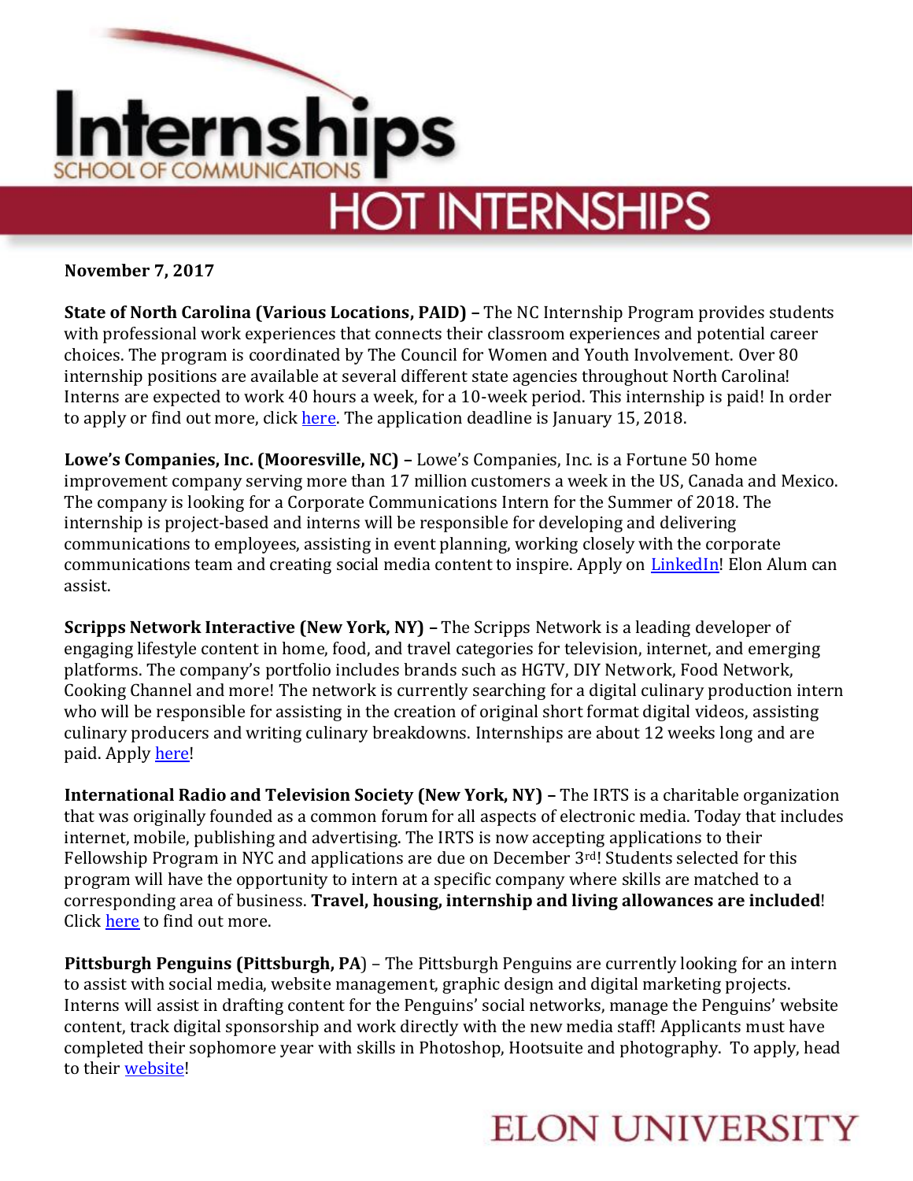# Internships
SCHOOL OF COMMUNICATIONS

## HOT INTERNSHIPS

**November 7, 2017**

**State of North Carolina (Various Locations, PAID) –** The NC Internship Program provides students with professional work experiences that connects their classroom experiences and potential career choices. The program is coordinated by The Council for Women and Youth Involvement. Over 80 internship positions are available at several different state agencies throughout North Carolina! Interns are expected to work 40 hours a week, for a 10-week period. This internship is paid! In order to apply or find out more, click here. The application deadline is January 15, 2018.

**Lowe's Companies, Inc. (Mooresville, NC) –** Lowe's Companies, Inc. is a Fortune 50 home improvement company serving more than 17 million customers a week in the US, Canada and Mexico. The company is looking for a Corporate Communications Intern for the Summer of 2018. The internship is project-based and interns will be responsible for developing and delivering communications to employees, assisting in event planning, working closely with the corporate communications team and creating social media content to inspire. Apply on LinkedIn! Elon Alum can assist.

**Scripps Network Interactive (New York, NY) –** The Scripps Network is a leading developer of engaging lifestyle content in home, food, and travel categories for television, internet, and emerging platforms. The company's portfolio includes brands such as HGTV, DIY Network, Food Network, Cooking Channel and more! The network is currently searching for a digital culinary production intern who will be responsible for assisting in the creation of original short format digital videos, assisting culinary producers and writing culinary breakdowns. Internships are about 12 weeks long and are paid. Apply here!

**International Radio and Television Society (New York, NY) –** The IRTS is a charitable organization that was originally founded as a common forum for all aspects of electronic media. Today that includes internet, mobile, publishing and advertising. The IRTS is now accepting applications to their Fellowship Program in NYC and applications are due on December 3rd! Students selected for this program will have the opportunity to intern at a specific company where skills are matched to a corresponding area of business. **Travel, housing, internship and living allowances are included**! Click here to find out more.

**Pittsburgh Penguins (Pittsburgh, PA**) – The Pittsburgh Penguins are currently looking for an intern to assist with social media, website management, graphic design and digital marketing projects. Interns will assist in drafting content for the Penguins' social networks, manage the Penguins' website content, track digital sponsorship and work directly with the new media staff! Applicants must have completed their sophomore year with skills in Photoshop, Hootsuite and photography. To apply, head to their website!

ELON UNIVERSITY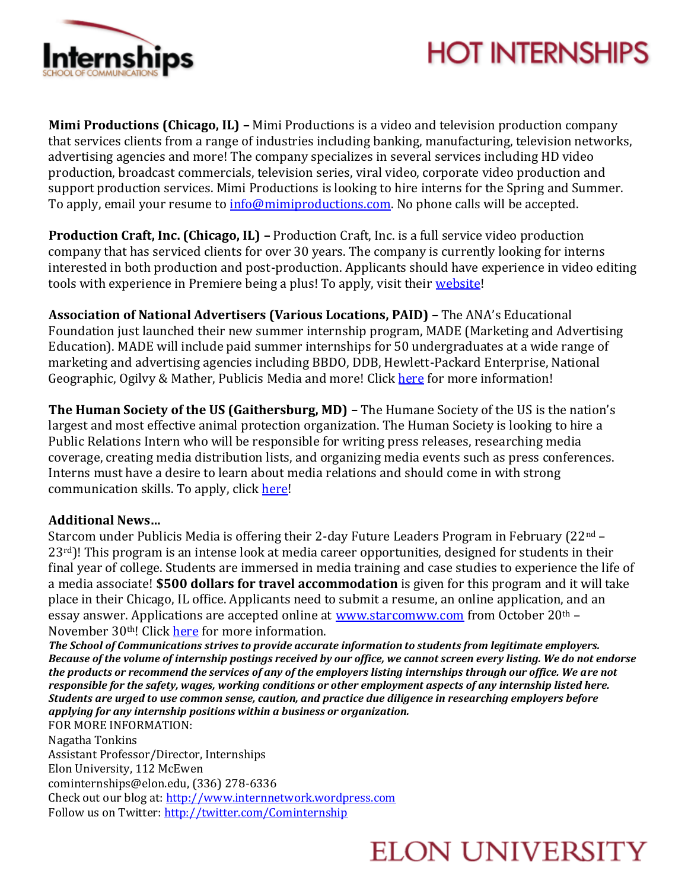**Mimi Productions (Chicago, IL) –** Mimi Productions is a video and television production company that services clients from a range of industries including banking, manufacturing, television networks, advertising agencies and more! The company specializes in several services including HD video production, broadcast commercials, television series, viral video, corporate video production and support production services. Mimi Productions is looking to hire interns for the Spring and Summer. To apply, email your resume to info@mimiproductions.com. No phone calls will be accepted.

**Production Craft, Inc. (Chicago, IL) –** Production Craft, Inc. is a full service video production company that has serviced clients for over 30 years. The company is currently looking for interns interested in both production and post-production. Applicants should have experience in video editing tools with experience in Premiere being a plus! To apply, visit their website!

**Association of National Advertisers (Various Locations, PAID) –** The ANA's Educational Foundation just launched their new summer internship program, MADE (Marketing and Advertising Education). MADE will include paid summer internships for 50 undergraduates at a wide range of marketing and advertising agencies including BBDO, DDB, Hewlett-Packard Enterprise, National Geographic, Ogilvy & Mather, Publicis Media and more! Click here for more information!

**The Human Society of the US (Gaithersburg, MD) –** The Humane Society of the US is the nation's largest and most effective animal protection organization. The Human Society is looking to hire a Public Relations Intern who will be responsible for writing press releases, researching media coverage, creating media distribution lists, and organizing media events such as press conferences. Interns must have a desire to learn about media relations and should come in with strong communication skills. To apply, click here!

**Additional News…**

Starcom under Publicis Media is offering their 2-day Future Leaders Program in February (22nd – 23rd)! This program is an intense look at media career opportunities, designed for students in their final year of college. Students are immersed in media training and case studies to experience the life of a media associate! **$500 dollars for travel accommodation** is given for this program and it will take place in their Chicago, IL office. Applicants need to submit a resume, an online application, and an essay answer. Applications are accepted online at www.starcomww.com from October 20th – November 30th! Click here for more information.

***The School of Communications strives to provide accurate information to students from legitimate employers. Because of the volume of internship postings received by our office, we cannot screen every listing. We do not endorse the products or recommend the services of any of the employers listing internships through our office. We are not responsible for the safety, wages, working conditions or other employment aspects of any internship listed here. Students are urged to use common sense, caution, and practice due diligence in researching employers before applying for any internship positions within a business or organization.***

FOR MORE INFORMATION:
Nagatha Tonkins
Assistant Professor/Director, Internships
Elon University, 112 McEwen
cominternships@elon.edu, (336) 278-6336
Check out our blog at: http://www.internnetwork.wordpress.com
Follow us on Twitter: http://twitter.com/Cominternship